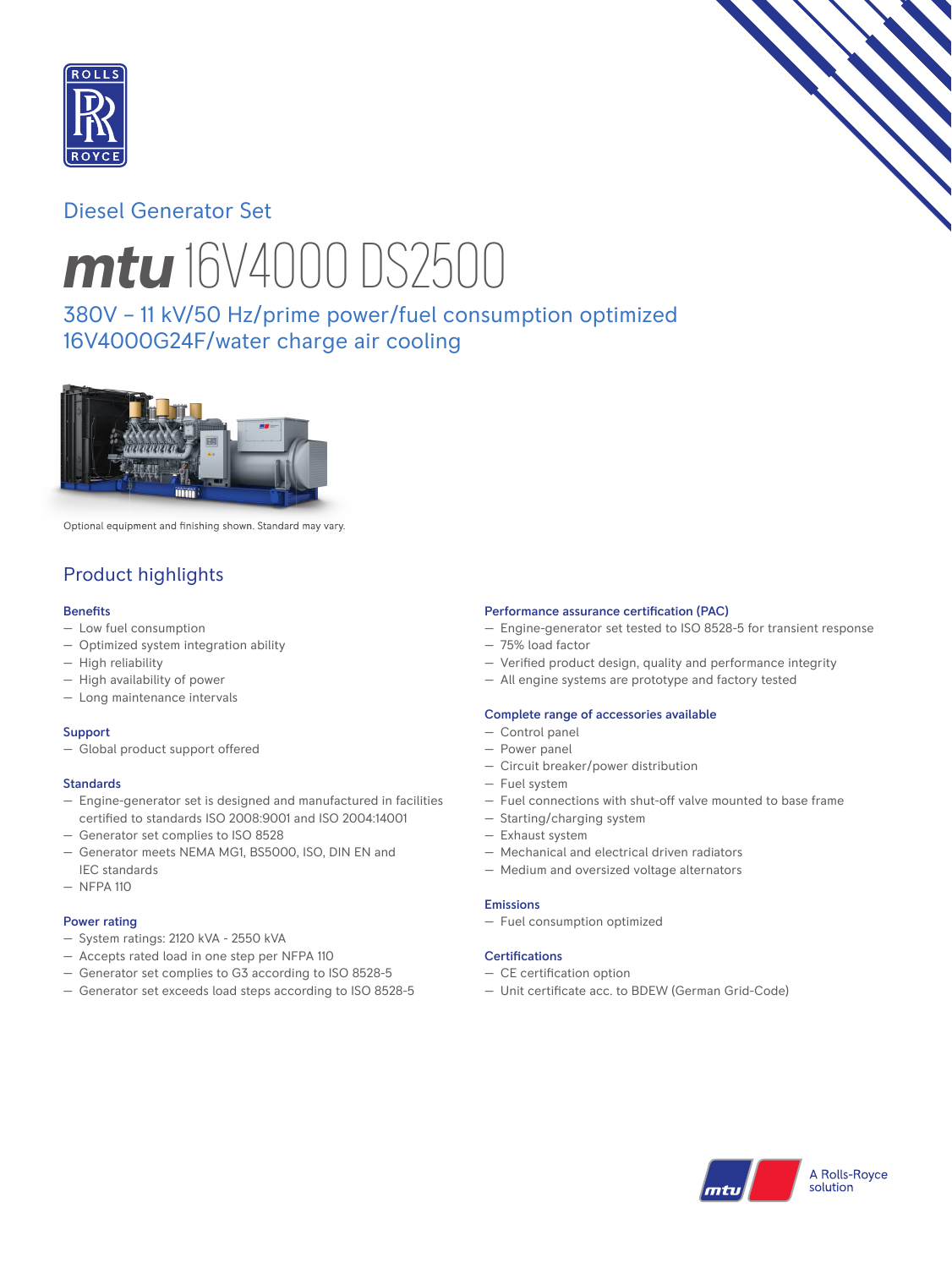Diesel Generator Set

# mtu 16V4000 DS2500

## 380V – 11 kV/50 Hz/prime power/fuel consumption optimized 16V4000G24F/water charge air cooling

Optional equipment and finishing shown. Standard may vary.

## Product highlights

### Benefits

- Low fuel consumption
- Optimized system integration ability
- High reliability
- High availability of power
- Long maintenance intervals

### Support

- Global product support offered

### Standards

- Engine-generator set is designed and manufactured in facilities certified to standards ISO 2008:9001 and ISO 2004:14001
- Generator set complies to ISO 8528
- Generator meets NEMA MG1, BS5000, ISO, DIN EN and IEC standards
- NFPA 110

### Power rating

- System ratings: 2120 kVA - 2550 kVA
- Accepts rated load in one step per NFPA 110
- Generator set complies to G3 according to ISO 8528-5
- Generator set exceeds load steps according to ISO 8528-5

### Performance assurance certification (PAC)

- Engine-generator set tested to ISO 8528-5 for transient response
- 75% load factor
- Verified product design, quality and performance integrity
- All engine systems are prototype and factory tested

### Complete range of accessories available

- Control panel
- Power panel
- Circuit breaker/power distribution
- Fuel system
- Fuel connections with shut-off valve mounted to base frame
- Starting/charging system
- Exhaust system
- Mechanical and electrical driven radiators
- Medium and oversized voltage alternators

### Emissions

- Fuel consumption optimized

### Certifications

- CE certification option
- Unit certificate acc. to BDEW (German Grid-Code)

A Rolls-Royce solution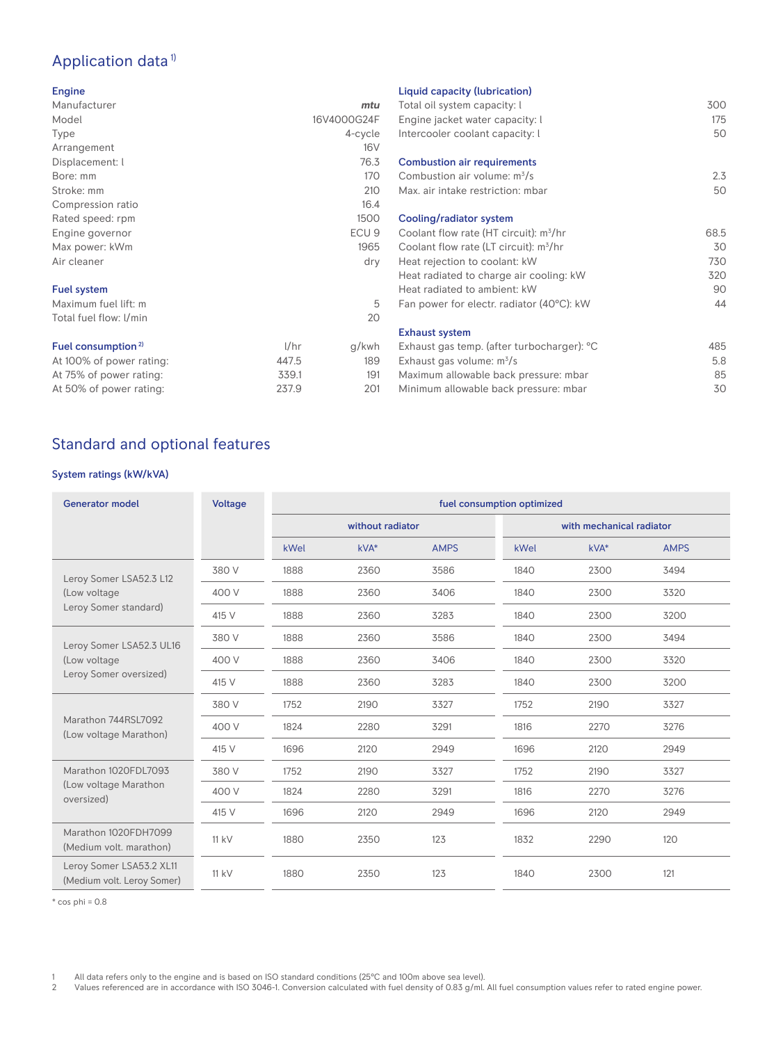# Application data [1]

### Engine

| | |
|---|---|
| Manufacturer | *mtu* |
| Model | 16V4000G24F |
| Type | 4-cycle |
| Arrangement | 16V |
| Displacement: l | 76.3 |
| Bore: mm | 170 |
| Stroke: mm | 210 |
| Compression ratio | 16.4 |
| Rated speed: rpm | 1500 |
| Engine governor | ECU 9 |
| Max power: kWm | 1965 |
| Air cleaner | dry |

### Fuel system

| | |
|---|---|
| Maximum fuel lift: m | 5 |
| Total fuel flow: l/min | 20 |

### Fuel consumption [2]

| | l/hr | g/kwh |
|---|---|---|
| At 100% of power rating: | 447.5 | 189 |
| At 75% of power rating: | 339.1 | 191 |
| At 50% of power rating: | 237.9 | 201 |

### Liquid capacity (lubrication)

| | |
|---|---|
| Total oil system capacity: l | 300 |
| Engine jacket water capacity: l | 175 |
| Intercooler coolant capacity: l | 50 |

### Combustion air requirements

| | |
|---|---|
| Combustion air volume: $m^3/s$ | 2.3 |
| Max. air intake restriction: mbar | 50 |

### Cooling/radiator system

| | |
|---|---|
| Coolant flow rate (HT circuit): $m^3/hr$ | 68.5 |
| Coolant flow rate (LT circuit): $m^3/hr$ | 30 |
| Heat rejection to coolant: kW | 730 |
| Heat radiated to charge air cooling: kW | 320 |
| Heat radiated to ambient: kW | 90 |
| Fan power for electr. radiator (40°C): kW | 44 |

### Exhaust system

| | |
|---|---|
| Exhaust gas temp. (after turbocharger): °C | 485 |
| Exhaust gas volume: $m^3/s$ | 5.8 |
| Maximum allowable back pressure: mbar | 85 |
| Minimum allowable back pressure: mbar | 30 |

## Standard and optional features

### System ratings (kW/kVA)

| Generator model | Voltage | fuel consumption optimized | | | | | |
|---|---|---|---|---|---|---|---|
| | | without radiator | | | with mechanical radiator | | |
| | | kWel | kVA* | AMPS | kWel | kVA* | AMPS |
| Leroy Somer LSA52.3 L12 (Low voltage Leroy Somer standard) | 380 V | 1888 | 2360 | 3586 | 1840 | 2300 | 3494 |
| | 400 V | 1888 | 2360 | 3406 | 1840 | 2300 | 3320 |
| | 415 V | 1888 | 2360 | 3283 | 1840 | 2300 | 3200 |
| Leroy Somer LSA52.3 UL16 (Low voltage Leroy Somer oversized) | 380 V | 1888 | 2360 | 3586 | 1840 | 2300 | 3494 |
| | 400 V | 1888 | 2360 | 3406 | 1840 | 2300 | 3320 |
| | 415 V | 1888 | 2360 | 3283 | 1840 | 2300 | 3200 |
| Marathon 744RSL7092 (Low voltage Marathon) | 380 V | 1752 | 2190 | 3327 | 1752 | 2190 | 3327 |
| | 400 V | 1824 | 2280 | 3291 | 1816 | 2270 | 3276 |
| | 415 V | 1696 | 2120 | 2949 | 1696 | 2120 | 2949 |
| Marathon 1020FDL7093 (Low voltage Marathon oversized) | 380 V | 1752 | 2190 | 3327 | 1752 | 2190 | 3327 |
| | 400 V | 1824 | 2280 | 3291 | 1816 | 2270 | 3276 |
| | 415 V | 1696 | 2120 | 2949 | 1696 | 2120 | 2949 |
| Marathon 1020FDH7099 (Medium volt. marathon) | 11 kV | 1880 | 2350 | 123 | 1832 | 2290 | 120 |
| Leroy Somer LSA53.2 XL11 (Medium volt. Leroy Somer) | 11 kV | 1880 | 2350 | 123 | 1840 | 2300 | 121 |

\* cos phi = 0.8

1 All data refers only to the engine and is based on ISO standard conditions (25°C and 100m above sea level).

2 Values referenced are in accordance with ISO 3046-1. Conversion calculated with fuel density of 0.83 g/ml. All fuel consumption values refer to rated engine power.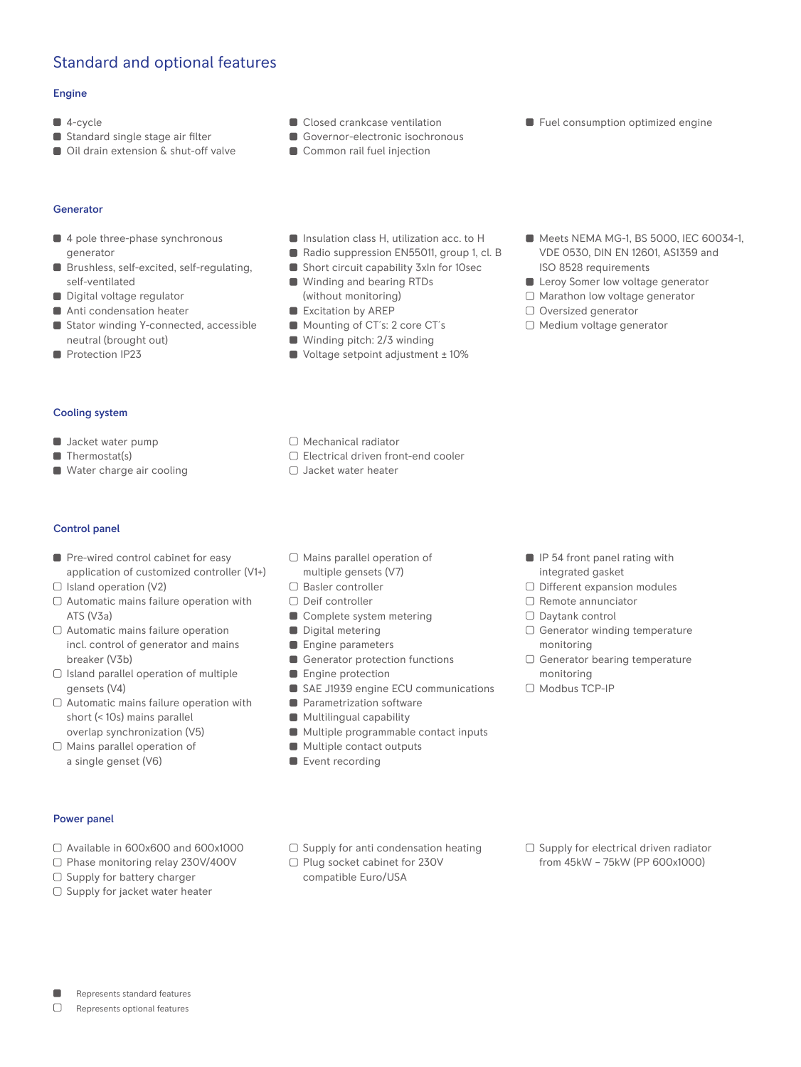# Standard and optional features

## Engine

- ■ 4-cycle
- ■ Standard single stage air filter
- ■ Oil drain extension & shut-off valve
- ■ Closed crankcase ventilation
- ■ Governor-electronic isochronous
- ■ Common rail fuel injection
- ■ Fuel consumption optimized engine

## Generator

- ■ 4 pole three-phase synchronous generator
- ■ Brushless, self-excited, self-regulating, self-ventilated
- ■ Digital voltage regulator
- ■ Anti condensation heater
- ■ Stator winding Y-connected, accessible neutral (brought out)
- ■ Protection IP23
- ■ Insulation class H, utilization acc. to H
- ■ Radio suppression EN55011, group 1, cl. B
- ■ Short circuit capability 3xIn for 10sec
- ■ Winding and bearing RTDs (without monitoring)
- ■ Excitation by AREP
- ■ Mounting of CT´s: 2 core CT´s
- ■ Winding pitch: 2/3 winding
- ■ Voltage setpoint adjustment ± 10%
- ■ Meets NEMA MG-1, BS 5000, IEC 60034-1, VDE 0530, DIN EN 12601, AS1359 and ISO 8528 requirements
- ■ Leroy Somer low voltage generator
- □ Marathon low voltage generator
- □ Oversized generator
- □ Medium voltage generator

## Cooling system

- ■ Jacket water pump
- ■ Thermostat(s)
- ■ Water charge air cooling
- □ Mechanical radiator
- □ Electrical driven front-end cooler
- □ Jacket water heater

## Control panel

- ■ Pre-wired control cabinet for easy application of customized controller (V1+)
- □ Island operation (V2)
- □ Automatic mains failure operation with ATS (V3a)
- □ Automatic mains failure operation incl. control of generator and mains breaker (V3b)
- □ Island parallel operation of multiple gensets (V4)
- □ Automatic mains failure operation with short (< 10s) mains parallel overlap synchronization (V5)
- □ Mains parallel operation of a single genset (V6)
- □ Mains parallel operation of multiple gensets (V7)
- □ Basler controller
- □ Deif controller
- ■ Complete system metering
- ■ Digital metering
- ■ Engine parameters
- ■ Generator protection functions
- ■ Engine protection
- ■ SAE J1939 engine ECU communications
- ■ Parametrization software
- ■ Multilingual capability
- ■ Multiple programmable contact inputs
- ■ Multiple contact outputs
- ■ Event recording
- ■ IP 54 front panel rating with integrated gasket
- □ Different expansion modules
- □ Remote annunciator
- □ Daytank control
- □ Generator winding temperature monitoring
- □ Generator bearing temperature monitoring
- □ Modbus TCP-IP

## Power panel

- □ Available in 600x600 and 600x1000
- □ Phase monitoring relay 230V/400V
- □ Supply for battery charger
- □ Supply for jacket water heater
- □ Supply for anti condensation heating
- □ Plug socket cabinet for 230V compatible Euro/USA
- □ Supply for electrical driven radiator from 45kW – 75kW (PP 600x1000)

■ Represents standard features

□ Represents optional features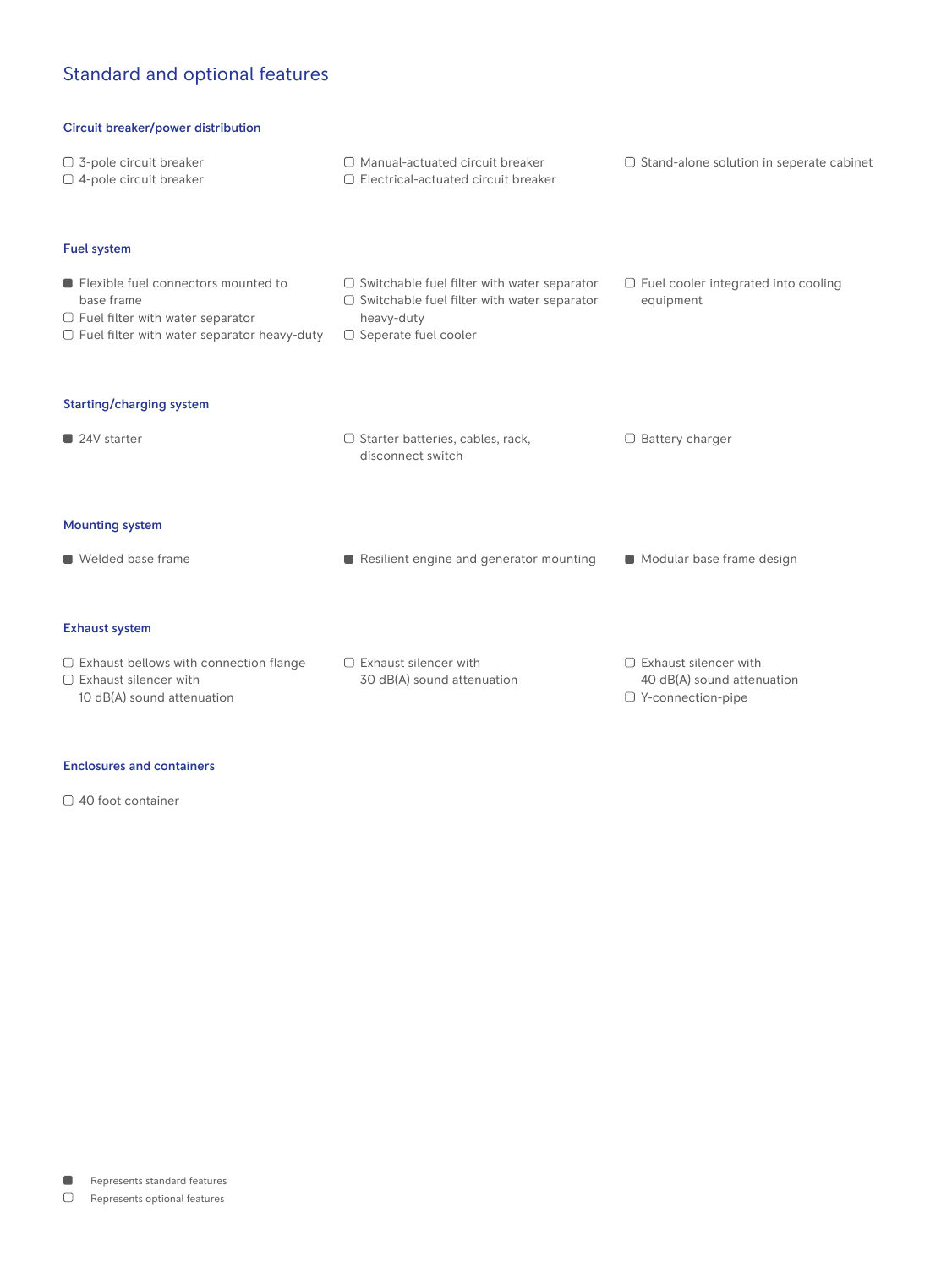# Standard and optional features

### Circuit breaker/power distribution

- ▢ 3-pole circuit breaker
- ▢ 4-pole circuit breaker
- ▢ Manual-actuated circuit breaker
- ▢ Electrical-actuated circuit breaker
- ▢ Stand-alone solution in seperate cabinet

### Fuel system

- ■ Flexible fuel connectors mounted to base frame
- ▢ Fuel filter with water separator
- ▢ Fuel filter with water separator heavy-duty
- ▢ Switchable fuel filter with water separator
- ▢ Switchable fuel filter with water separator heavy-duty
- ▢ Seperate fuel cooler
- ▢ Fuel cooler integrated into cooling equipment

### Starting/charging system

- ■ 24V starter
- ▢ Starter batteries, cables, rack, disconnect switch
- ▢ Battery charger

### Mounting system

- ■ Welded base frame
- ■ Resilient engine and generator mounting
- ■ Modular base frame design

### Exhaust system

- ▢ Exhaust bellows with connection flange
- ▢ Exhaust silencer with 10 dB(A) sound attenuation
- ▢ Exhaust silencer with 30 dB(A) sound attenuation
- ▢ Exhaust silencer with 40 dB(A) sound attenuation
- ▢ Y-connection-pipe

### Enclosures and containers

- ▢ 40 foot container

■ Represents standard features
▢ Represents optional features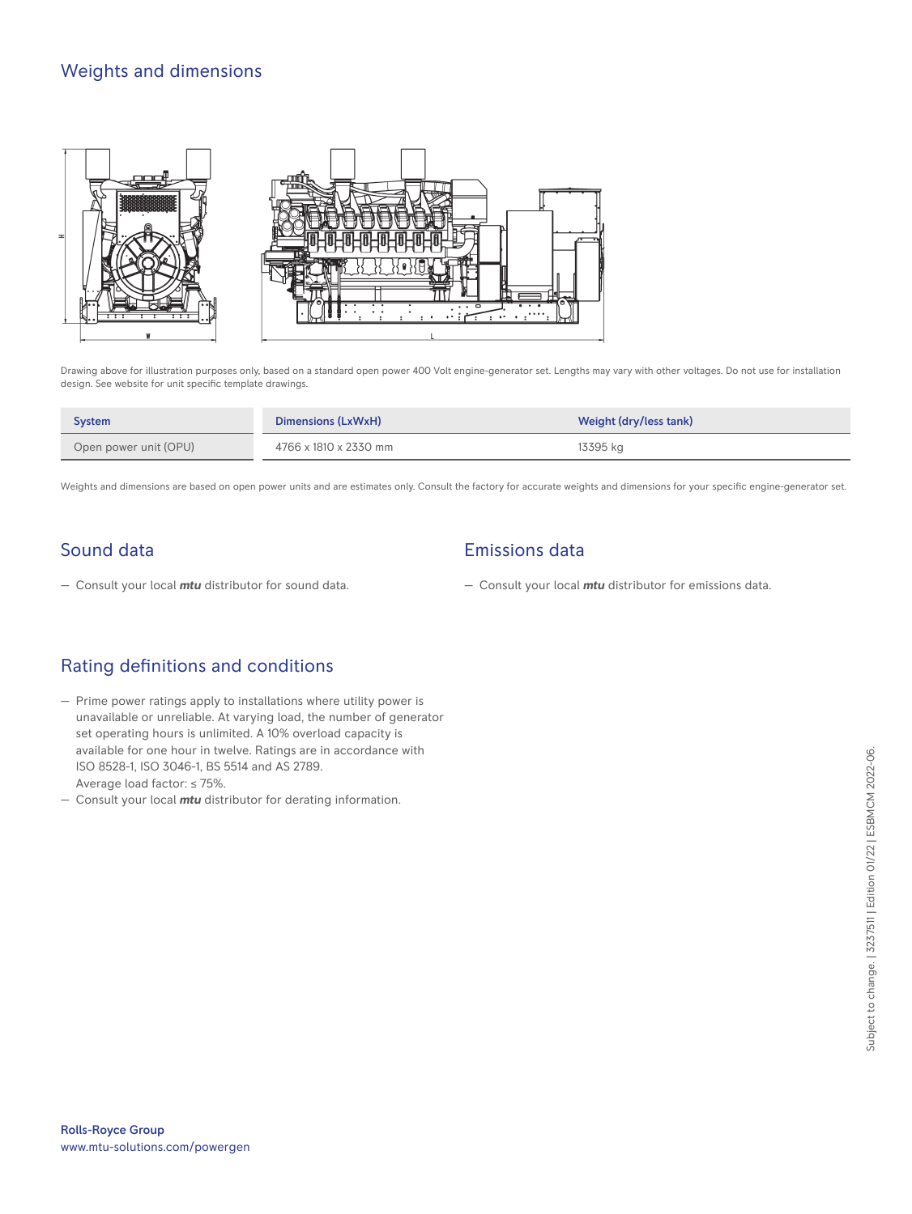## Weights and dimensions

Drawing above for illustration purposes only, based on a standard open power 400 Volt engine-generator set. Lengths may vary with other voltages. Do not use for installation design. See website for unit specific template drawings.

| System | Dimensions (LxWxH) | Weight (dry/less tank) |
|---|---|---|
| Open power unit (OPU) | 4766 x 1810 x 2330 mm | 13395 kg |

Weights and dimensions are based on open power units and are estimates only. Consult the factory for accurate weights and dimensions for your specific engine-generator set.

## Sound data

- Consult your local ***mtu*** distributor for sound data.

## Emissions data

- Consult your local ***mtu*** distributor for emissions data.

## Rating definitions and conditions

- Prime power ratings apply to installations where utility power is unavailable or unreliable. At varying load, the number of generator set operating hours is unlimited. A 10% overload capacity is available for one hour in twelve. Ratings are in accordance with ISO 8528-1, ISO 3046-1, BS 5514 and AS 2789.
  Average load factor: ≤ 75%.
- Consult your local ***mtu*** distributor for derating information.

Subject to change. | 3237511 | Edition 01/22 | ESBMCM 2022-06.

**Rolls-Royce Group**
www.mtu-solutions.com/powergen